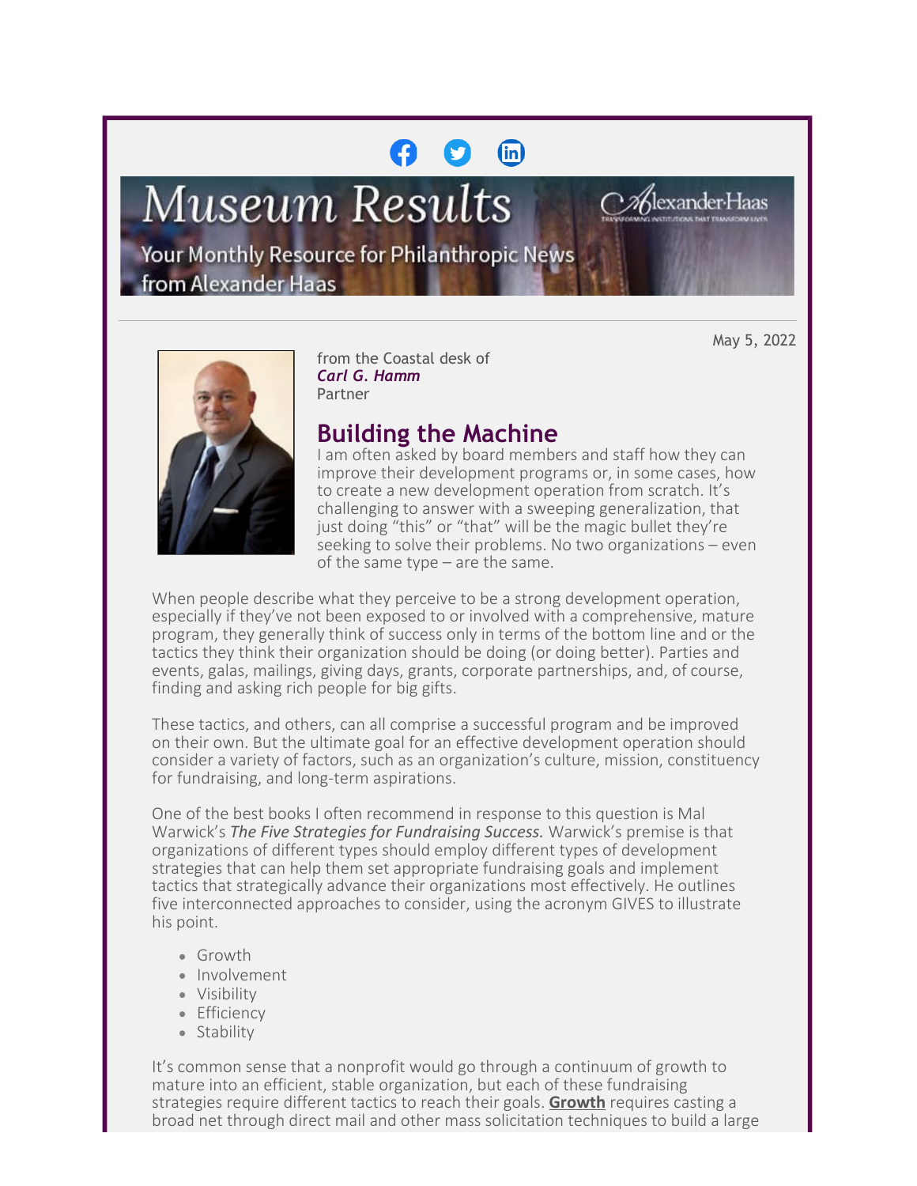# Museum Results

Your Monthly Resource for Philanthropic News from Alexander Haas

May 5, 2022

from the Coastal desk of
***Carl G. Hamm***
Partner

## Building the Machine

I am often asked by board members and staff how they can improve their development programs or, in some cases, how to create a new development operation from scratch. It's challenging to answer with a sweeping generalization, that just doing "this" or "that" will be the magic bullet they're seeking to solve their problems. No two organizations – even of the same type – are the same.

When people describe what they perceive to be a strong development operation, especially if they've not been exposed to or involved with a comprehensive, mature program, they generally think of success only in terms of the bottom line and or the tactics they think their organization should be doing (or doing better). Parties and events, galas, mailings, giving days, grants, corporate partnerships, and, of course, finding and asking rich people for big gifts.

These tactics, and others, can all comprise a successful program and be improved on their own. But the ultimate goal for an effective development operation should consider a variety of factors, such as an organization's culture, mission, constituency for fundraising, and long-term aspirations.

One of the best books I often recommend in response to this question is Mal Warwick's *The Five Strategies for Fundraising Success.* Warwick's premise is that organizations of different types should employ different types of development strategies that can help them set appropriate fundraising goals and implement tactics that strategically advance their organizations most effectively. He outlines five interconnected approaches to consider, using the acronym GIVES to illustrate his point.

- Growth
- Involvement
- Visibility
- Efficiency
- Stability

It's common sense that a nonprofit would go through a continuum of growth to mature into an efficient, stable organization, but each of these fundraising strategies require different tactics to reach their goals. **Growth** requires casting a broad net through direct mail and other mass solicitation techniques to build a large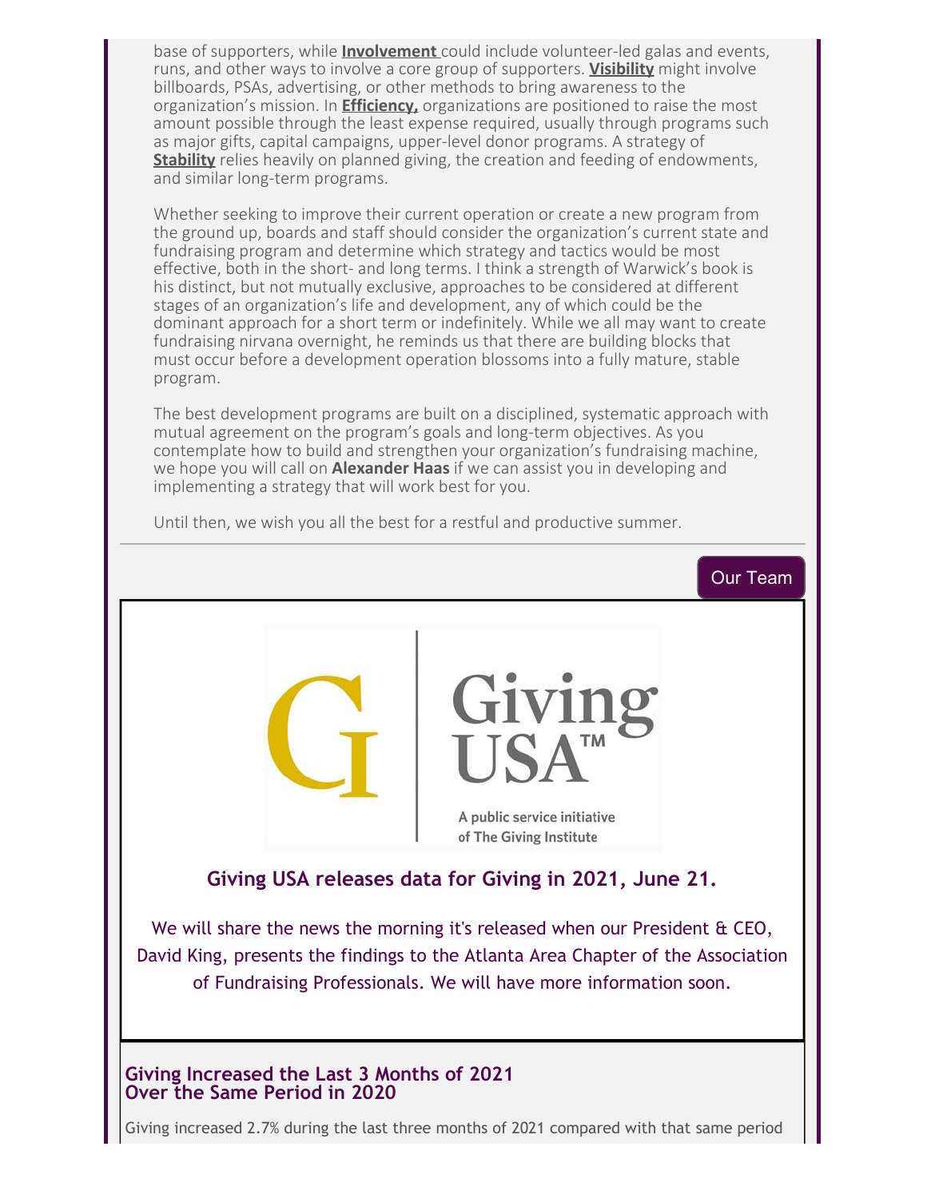base of supporters, while **Involvement** could include volunteer-led galas and events, runs, and other ways to involve a core group of supporters. **Visibility** might involve billboards, PSAs, advertising, or other methods to bring awareness to the organization's mission. In **Efficiency,** organizations are positioned to raise the most amount possible through the least expense required, usually through programs such as major gifts, capital campaigns, upper-level donor programs. A strategy of **Stability** relies heavily on planned giving, the creation and feeding of endowments, and similar long-term programs.

Whether seeking to improve their current operation or create a new program from the ground up, boards and staff should consider the organization's current state and fundraising program and determine which strategy and tactics would be most effective, both in the short- and long terms. I think a strength of Warwick's book is his distinct, but not mutually exclusive, approaches to be considered at different stages of an organization's life and development, any of which could be the dominant approach for a short term or indefinitely. While we all may want to create fundraising nirvana overnight, he reminds us that there are building blocks that must occur before a development operation blossoms into a fully mature, stable program.

The best development programs are built on a disciplined, systematic approach with mutual agreement on the program's goals and long-term objectives. As you contemplate how to build and strengthen your organization's fundraising machine, we hope you will call on **Alexander Haas** if we can assist you in developing and implementing a strategy that will work best for you.

Until then, we wish you all the best for a restful and productive summer.

Our Team

Giving USA™

A public service initiative of The Giving Institute

## Giving USA releases data for Giving in 2021, June 21.

We will share the news the morning it's released when our President & CEO, David King, presents the findings to the Atlanta Area Chapter of the Association of Fundraising Professionals. We will have more information soon.

### Giving Increased the Last 3 Months of 2021 Over the Same Period in 2020

Giving increased 2.7% during the last three months of 2021 compared with that same period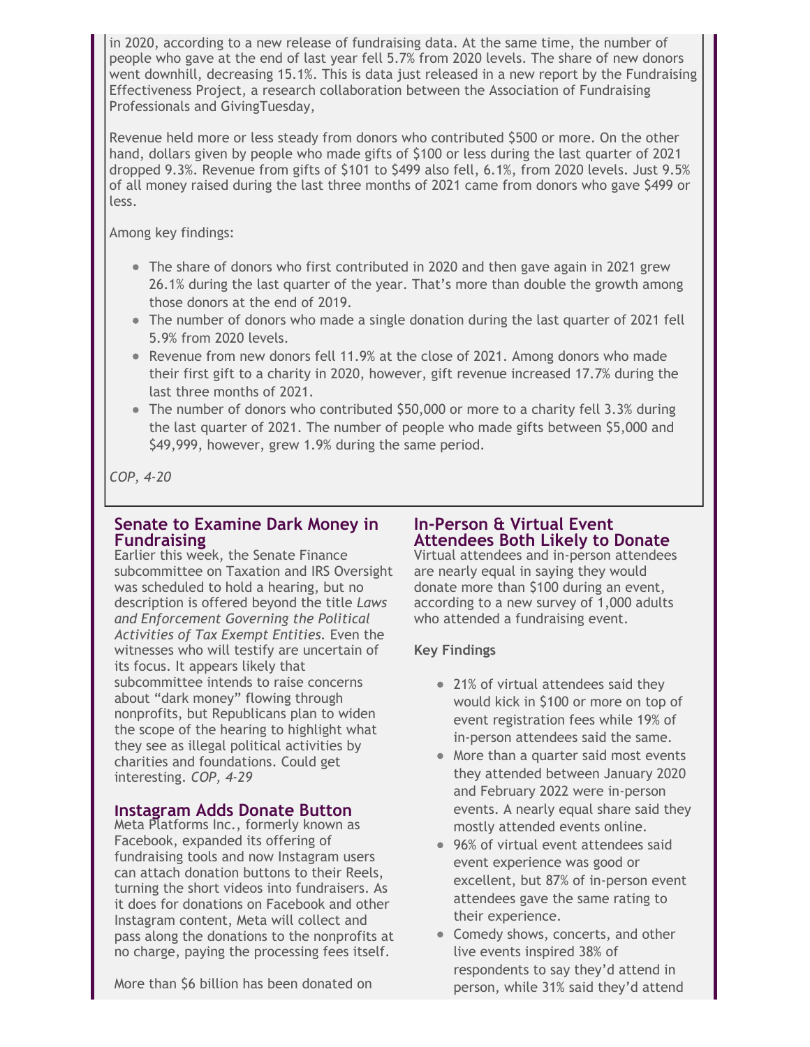in 2020, according to a new release of fundraising data. At the same time, the number of people who gave at the end of last year fell 5.7% from 2020 levels. The share of new donors went downhill, decreasing 15.1%. This is data just released in a new report by the Fundraising Effectiveness Project, a research collaboration between the Association of Fundraising Professionals and GivingTuesday,

Revenue held more or less steady from donors who contributed $500 or more. On the other hand, dollars given by people who made gifts of $100 or less during the last quarter of 2021 dropped 9.3%. Revenue from gifts of $101 to $499 also fell, 6.1%, from 2020 levels. Just 9.5% of all money raised during the last three months of 2021 came from donors who gave $499 or less.

Among key findings:

- The share of donors who first contributed in 2020 and then gave again in 2021 grew 26.1% during the last quarter of the year. That's more than double the growth among those donors at the end of 2019.
- The number of donors who made a single donation during the last quarter of 2021 fell 5.9% from 2020 levels.
- Revenue from new donors fell 11.9% at the close of 2021. Among donors who made their first gift to a charity in 2020, however, gift revenue increased 17.7% during the last three months of 2021.
- The number of donors who contributed $50,000 or more to a charity fell 3.3% during the last quarter of 2021. The number of people who made gifts between $5,000 and $49,999, however, grew 1.9% during the same period.

*COP, 4-20*

## Senate to Examine Dark Money in Fundraising

Earlier this week, the Senate Finance subcommittee on Taxation and IRS Oversight was scheduled to hold a hearing, but no description is offered beyond the title *Laws and Enforcement Governing the Political Activities of Tax Exempt Entities*. Even the witnesses who will testify are uncertain of its focus. It appears likely that subcommittee intends to raise concerns about "dark money" flowing through nonprofits, but Republicans plan to widen the scope of the hearing to highlight what they see as illegal political activities by charities and foundations. Could get interesting. *COP, 4-29*

## Instagram Adds Donate Button

Meta Platforms Inc., formerly known as Facebook, expanded its offering of fundraising tools and now Instagram users can attach donation buttons to their Reels, turning the short videos into fundraisers. As it does for donations on Facebook and other Instagram content, Meta will collect and pass along the donations to the nonprofits at no charge, paying the processing fees itself.

More than $6 billion has been donated on

## In-Person & Virtual Event Attendees Both Likely to Donate

Virtual attendees and in-person attendees are nearly equal in saying they would donate more than $100 during an event, according to a new survey of 1,000 adults who attended a fundraising event.

**Key Findings**

- 21% of virtual attendees said they would kick in $100 or more on top of event registration fees while 19% of in-person attendees said the same.
- More than a quarter said most events they attended between January 2020 and February 2022 were in-person events. A nearly equal share said they mostly attended events online.
- 96% of virtual event attendees said event experience was good or excellent, but 87% of in-person event attendees gave the same rating to their experience.
- Comedy shows, concerts, and other live events inspired 38% of respondents to say they'd attend in person, while 31% said they'd attend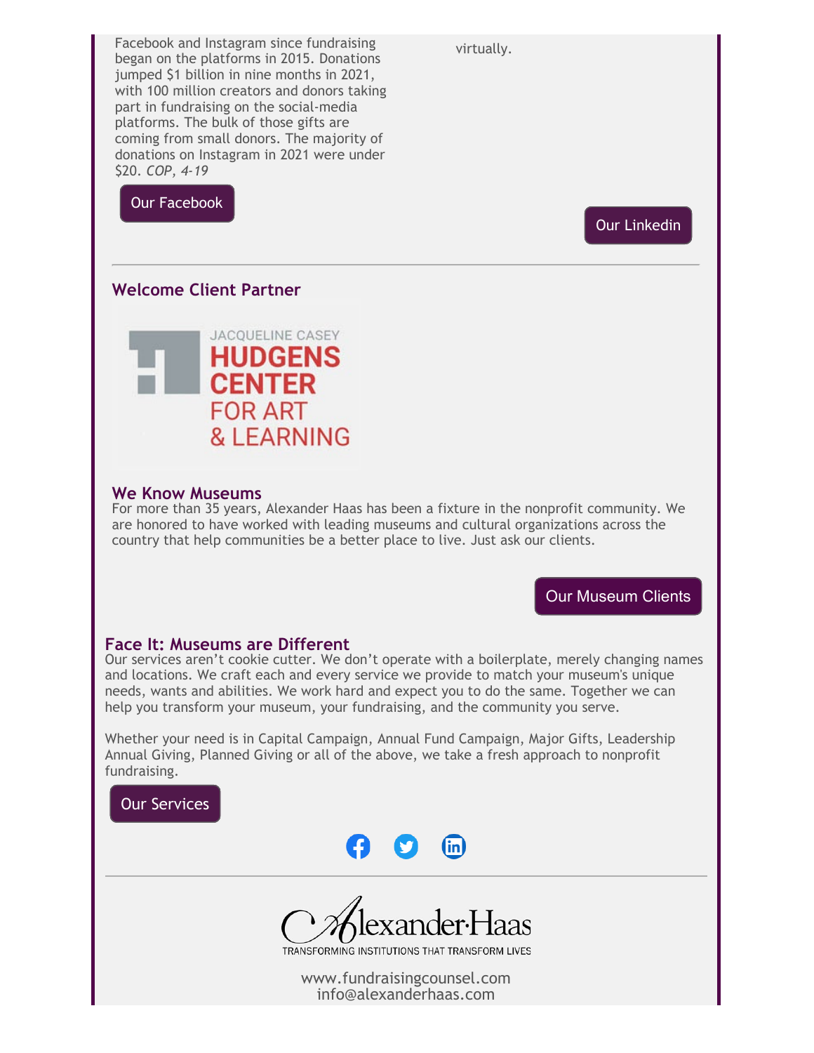Facebook and Instagram since fundraising began on the platforms in 2015. Donations jumped $1 billion in nine months in 2021, with 100 million creators and donors taking part in fundraising on the social-media platforms. The bulk of those gifts are coming from small donors. The majority of donations on Instagram in 2021 were under $20. *COP, 4-19*

virtually.

Our Facebook

Our Linkedin

---

## Welcome Client Partner

JACQUELINE CASEY HUDGENS CENTER FOR ART & LEARNING

### We Know Museums

For more than 35 years, Alexander Haas has been a fixture in the nonprofit community. We are honored to have worked with leading museums and cultural organizations across the country that help communities be a better place to live. Just ask our clients.

Our Museum Clients

### Face It: Museums are Different

Our services aren't cookie cutter. We don't operate with a boilerplate, merely changing names and locations. We craft each and every service we provide to match your museum's unique needs, wants and abilities. We work hard and expect you to do the same. Together we can help you transform your museum, your fundraising, and the community you serve.

Whether your need is in Capital Campaign, Annual Fund Campaign, Major Gifts, Leadership Annual Giving, Planned Giving or all of the above, we take a fresh approach to nonprofit fundraising.

Our Services

---

Alexander·Haas

TRANSFORMING INSTITUTIONS THAT TRANSFORM LIVES

www.fundraisingcounsel.com
info@alexanderhaas.com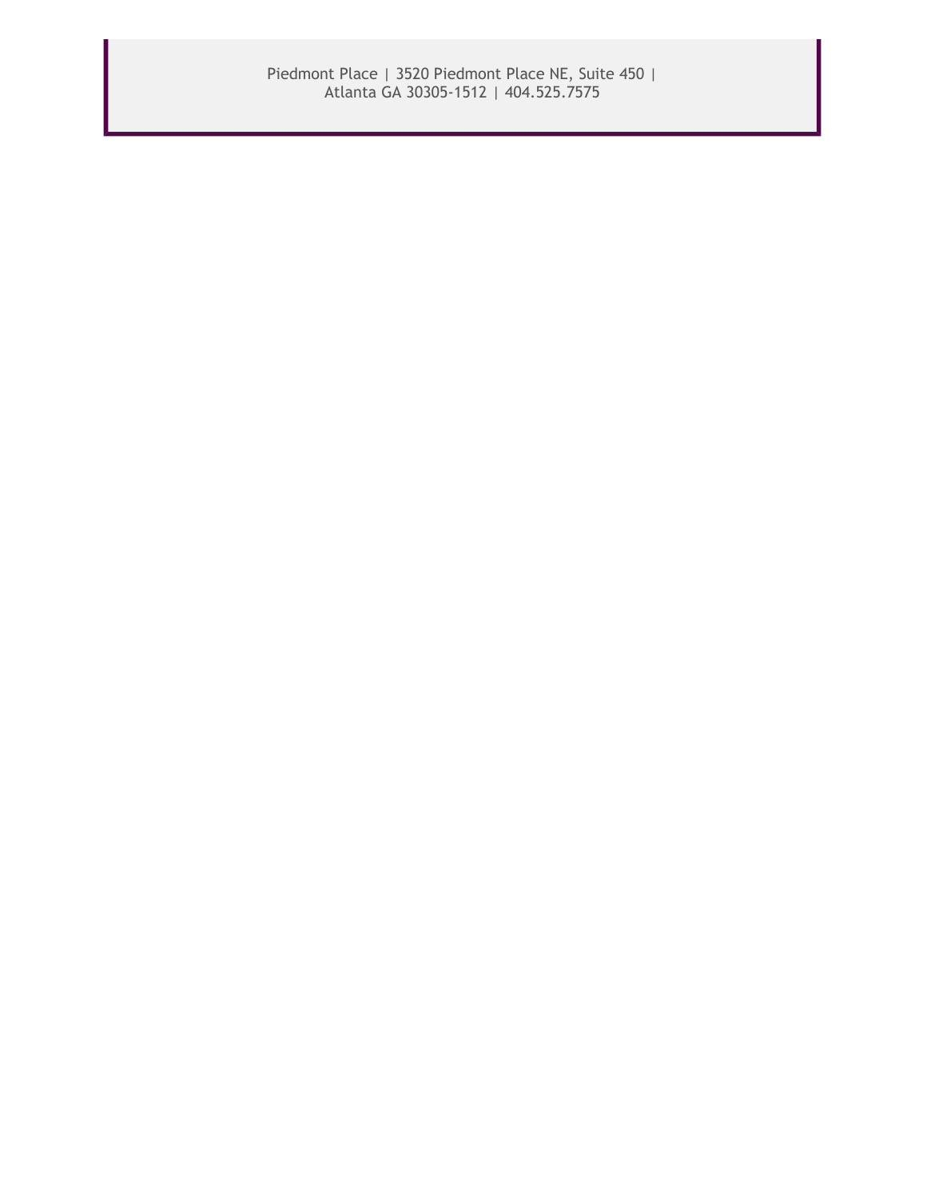Piedmont Place | 3520 Piedmont Place NE, Suite 450 | Atlanta GA 30305-1512 | 404.525.7575